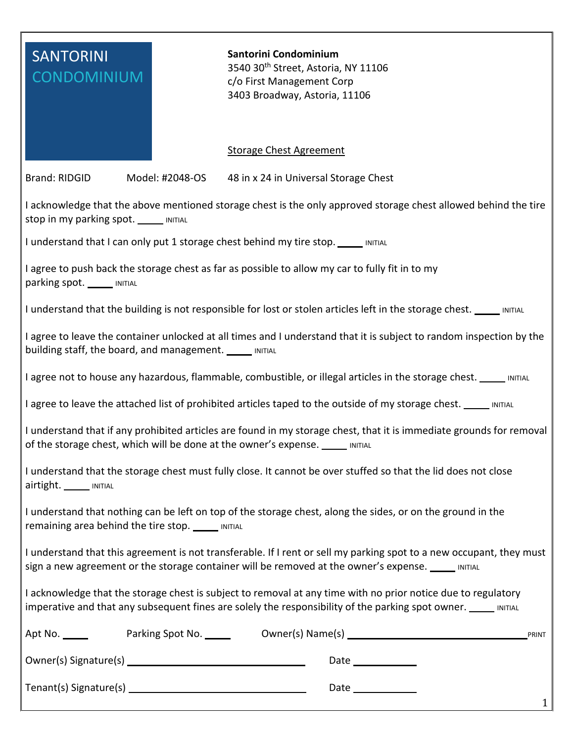SANTORINI CONDOMINIUM

**Santorini Condominium**
3540 30th Street, Astoria, NY 11106
c/o First Management Corp
3403 Broadway, Astoria, 11106

Storage Chest Agreement

Brand: RIDGID Model: #2048-OS 48 in x 24 in Universal Storage Chest

I acknowledge that the above mentioned storage chest is the only approved storage chest allowed behind the tire stop in my parking spot. _____ INITIAL

I understand that I can only put 1 storage chest behind my tire stop. _____ INITIAL

I agree to push back the storage chest as far as possible to allow my car to fully fit in to my parking spot. _____ INITIAL

I understand that the building is not responsible for lost or stolen articles left in the storage chest. _____ INITIAL

I agree to leave the container unlocked at all times and I understand that it is subject to random inspection by the building staff, the board, and management. _____ INITIAL

I agree not to house any hazardous, flammable, combustible, or illegal articles in the storage chest. _____ INITIAL

I agree to leave the attached list of prohibited articles taped to the outside of my storage chest. _____ INITIAL

I understand that if any prohibited articles are found in my storage chest, that it is immediate grounds for removal of the storage chest, which will be done at the owner's expense. _____ INITIAL

I understand that the storage chest must fully close. It cannot be over stuffed so that the lid does not close airtight. _____ INITIAL

I understand that nothing can be left on top of the storage chest, along the sides, or on the ground in the remaining area behind the tire stop. _____ INITIAL

I understand that this agreement is not transferable. If I rent or sell my parking spot to a new occupant, they must sign a new agreement or the storage container will be removed at the owner's expense. _____ INITIAL

I acknowledge that the storage chest is subject to removal at any time with no prior notice due to regulatory imperative and that any subsequent fines are solely the responsibility of the parking spot owner. _____ INITIAL

Apt No. _____ Parking Spot No. _____ Owner(s) Name(s) ______________________________ PRINT

Owner(s) Signature(s) ______________________________ Date ____________

Tenant(s) Signature(s) ______________________________ Date ____________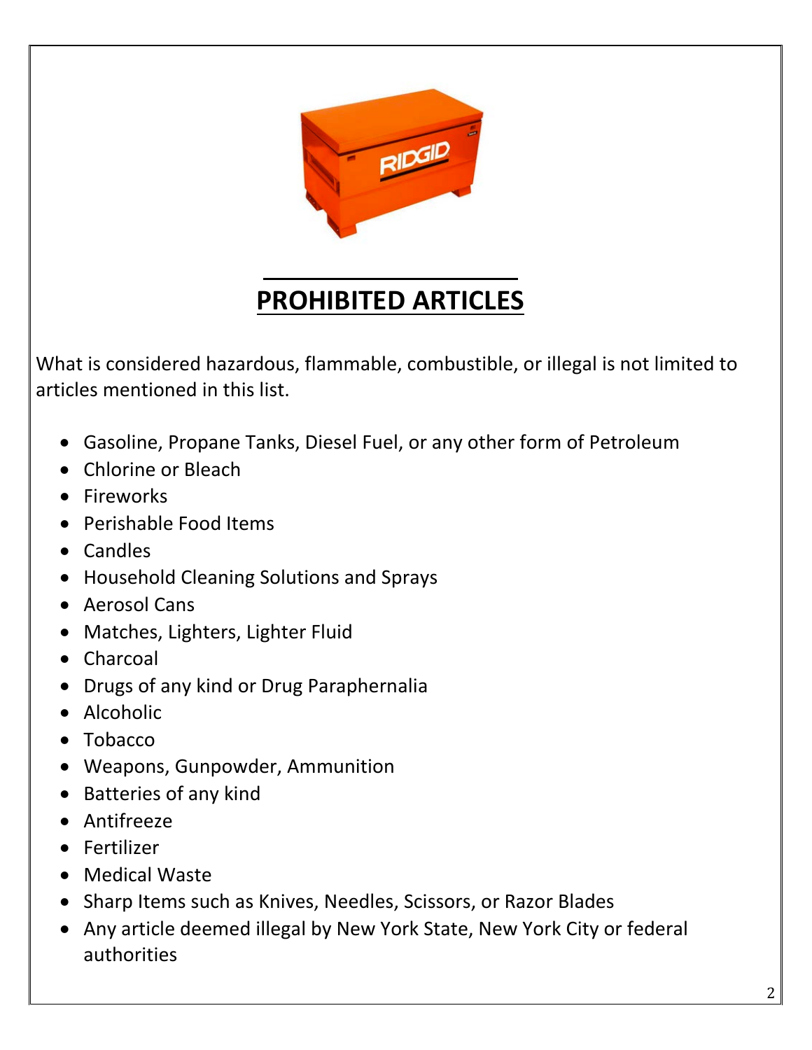## PROHIBITED ARTICLES

What is considered hazardous, flammable, combustible, or illegal is not limited to articles mentioned in this list.

- Gasoline, Propane Tanks, Diesel Fuel, or any other form of Petroleum
- Chlorine or Bleach
- Fireworks
- Perishable Food Items
- Candles
- Household Cleaning Solutions and Sprays
- Aerosol Cans
- Matches, Lighters, Lighter Fluid
- Charcoal
- Drugs of any kind or Drug Paraphernalia
- Alcoholic
- Tobacco
- Weapons, Gunpowder, Ammunition
- Batteries of any kind
- Antifreeze
- Fertilizer
- Medical Waste
- Sharp Items such as Knives, Needles, Scissors, or Razor Blades
- Any article deemed illegal by New York State, New York City or federal authorities